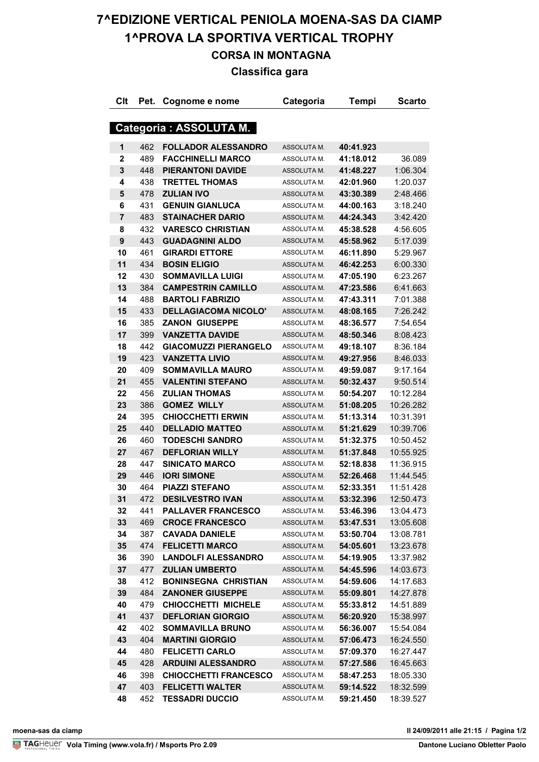# 7^EDIZIONE VERTICAL PENIOLA MOENA-SAS DA CIAMP

## 1^PROVA LA SPORTIVA VERTICAL TROPHY

### CORSA IN MONTAGNA

### Classifica gara

**Categoria : ASSOLUTA M.**

| Clt | Pet. | Cognome e nome | Categoria | Tempi | Scarto |
|---|---|---|---|---|---|
| 1 | 462 | FOLLADOR ALESSANDRO | ASSOLUTA M. | 40:41.923 | |
| 2 | 489 | FACCHINELLI MARCO | ASSOLUTA M. | 41:18.012 | 36.089 |
| 3 | 448 | PIERANTONI DAVIDE | ASSOLUTA M. | 41:48.227 | 1:06.304 |
| 4 | 438 | TRETTEL THOMAS | ASSOLUTA M. | 42:01.960 | 1:20.037 |
| 5 | 478 | ZULIAN IVO | ASSOLUTA M. | 43:30.389 | 2:48.466 |
| 6 | 431 | GENUIN GIANLUCA | ASSOLUTA M. | 44:00.163 | 3:18.240 |
| 7 | 483 | STAINACHER DARIO | ASSOLUTA M. | 44:24.343 | 3:42.420 |
| 8 | 432 | VARESCO CHRISTIAN | ASSOLUTA M. | 45:38.528 | 4:56.605 |
| 9 | 443 | GUADAGNINI ALDO | ASSOLUTA M. | 45:58.962 | 5:17.039 |
| 10 | 461 | GIRARDI ETTORE | ASSOLUTA M. | 46:11.890 | 5:29.967 |
| 11 | 434 | BOSIN ELIGIO | ASSOLUTA M. | 46:42.253 | 6:00.330 |
| 12 | 430 | SOMMAVILLA LUIGI | ASSOLUTA M. | 47:05.190 | 6:23.267 |
| 13 | 384 | CAMPESTRIN CAMILLO | ASSOLUTA M. | 47:23.586 | 6:41.663 |
| 14 | 488 | BARTOLI FABRIZIO | ASSOLUTA M. | 47:43.311 | 7:01.388 |
| 15 | 433 | DELLAGIACOMA NICOLO' | ASSOLUTA M. | 48:08.165 | 7:26.242 |
| 16 | 385 | ZANON GIUSEPPE | ASSOLUTA M. | 48:36.577 | 7:54.654 |
| 17 | 399 | VANZETTA DAVIDE | ASSOLUTA M. | 48:50.346 | 8:08.423 |
| 18 | 442 | GIACOMUZZI PIERANGELO | ASSOLUTA M. | 49:18.107 | 8:36.184 |
| 19 | 423 | VANZETTA LIVIO | ASSOLUTA M. | 49:27.956 | 8:46.033 |
| 20 | 409 | SOMMAVILLA MAURO | ASSOLUTA M. | 49:59.087 | 9:17.164 |
| 21 | 455 | VALENTINI STEFANO | ASSOLUTA M. | 50:32.437 | 9:50.514 |
| 22 | 456 | ZULIAN THOMAS | ASSOLUTA M. | 50:54.207 | 10:12.284 |
| 23 | 386 | GOMEZ WILLY | ASSOLUTA M. | 51:08.205 | 10:26.282 |
| 24 | 395 | CHIOCCHETTI ERWIN | ASSOLUTA M. | 51:13.314 | 10:31.391 |
| 25 | 440 | DELLADIO MATTEO | ASSOLUTA M. | 51:21.629 | 10:39.706 |
| 26 | 460 | TODESCHI SANDRO | ASSOLUTA M. | 51:32.375 | 10:50.452 |
| 27 | 467 | DEFLORIAN WILLY | ASSOLUTA M. | 51:37.848 | 10:55.925 |
| 28 | 447 | SINICATO MARCO | ASSOLUTA M. | 52:18.838 | 11:36.915 |
| 29 | 446 | IORI SIMONE | ASSOLUTA M. | 52:26.468 | 11:44.545 |
| 30 | 464 | PIAZZI STEFANO | ASSOLUTA M. | 52:33.351 | 11:51.428 |
| 31 | 472 | DESILVESTRO IVAN | ASSOLUTA M. | 53:32.396 | 12:50.473 |
| 32 | 441 | PALLAVER FRANCESCO | ASSOLUTA M. | 53:46.396 | 13:04.473 |
| 33 | 469 | CROCE FRANCESCO | ASSOLUTA M. | 53:47.531 | 13:05.608 |
| 34 | 387 | CAVADA DANIELE | ASSOLUTA M. | 53:50.704 | 13:08.781 |
| 35 | 474 | FELICETTI MARCO | ASSOLUTA M. | 54:05.601 | 13:23.678 |
| 36 | 390 | LANDOLFI ALESSANDRO | ASSOLUTA M. | 54:19.905 | 13:37.982 |
| 37 | 477 | ZULIAN UMBERTO | ASSOLUTA M. | 54:45.596 | 14:03.673 |
| 38 | 412 | BONINSEGNA CHRISTIAN | ASSOLUTA M. | 54:59.606 | 14:17.683 |
| 39 | 484 | ZANONER GIUSEPPE | ASSOLUTA M. | 55:09.801 | 14:27.878 |
| 40 | 479 | CHIOCCHETTI MICHELE | ASSOLUTA M. | 55:33.812 | 14:51.889 |
| 41 | 437 | DEFLORIAN GIORGIO | ASSOLUTA M. | 56:20.920 | 15:38.997 |
| 42 | 402 | SOMMAVILLA BRUNO | ASSOLUTA M. | 56:36.007 | 15:54.084 |
| 43 | 404 | MARTINI GIORGIO | ASSOLUTA M. | 57:06.473 | 16:24.550 |
| 44 | 480 | FELICETTI CARLO | ASSOLUTA M. | 57:09.370 | 16:27.447 |
| 45 | 428 | ARDUINI ALESSANDRO | ASSOLUTA M. | 57:27.586 | 16:45.663 |
| 46 | 398 | CHIOCCHETTI FRANCESCO | ASSOLUTA M. | 58:47.253 | 18:05.330 |
| 47 | 403 | FELICETTI WALTER | ASSOLUTA M. | 59:14.522 | 18:32.599 |
| 48 | 452 | TESSADRI DUCCIO | ASSOLUTA M. | 59:21.450 | 18:39.527 |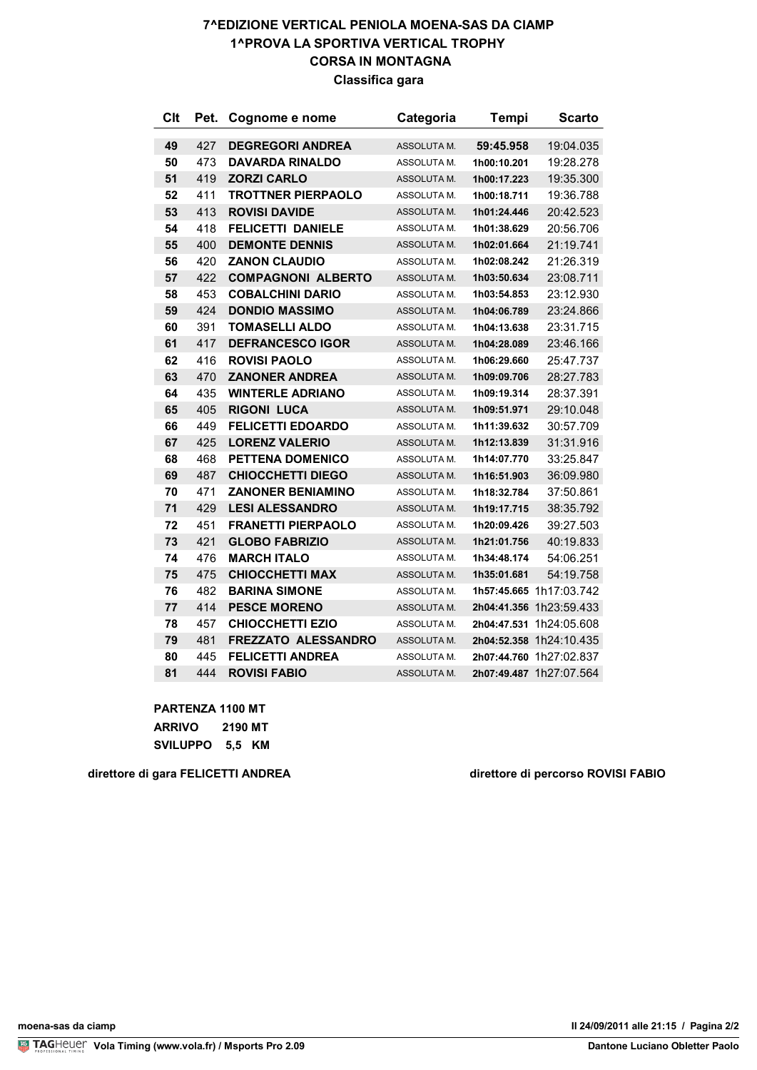**7^EDIZIONE VERTICAL PENIOLA MOENA-SAS DA CIAMP**

**1^PROVA LA SPORTIVA VERTICAL TROPHY**

**CORSA IN MONTAGNA**

**Classifica gara**

| Clt | Pet. | Cognome e nome | Categoria | Tempi | Scarto |
|---|---|---|---|---|---|
| 49 | 427 | DEGREGORI ANDREA | ASSOLUTA M. | 59:45.958 | 19:04.035 |
| 50 | 473 | DAVARDA RINALDO | ASSOLUTA M. | 1h00:10.201 | 19:28.278 |
| 51 | 419 | ZORZI CARLO | ASSOLUTA M. | 1h00:17.223 | 19:35.300 |
| 52 | 411 | TROTTNER PIERPAOLO | ASSOLUTA M. | 1h00:18.711 | 19:36.788 |
| 53 | 413 | ROVISI DAVIDE | ASSOLUTA M. | 1h01:24.446 | 20:42.523 |
| 54 | 418 | FELICETTI DANIELE | ASSOLUTA M. | 1h01:38.629 | 20:56.706 |
| 55 | 400 | DEMONTE DENNIS | ASSOLUTA M. | 1h02:01.664 | 21:19.741 |
| 56 | 420 | ZANON CLAUDIO | ASSOLUTA M. | 1h02:08.242 | 21:26.319 |
| 57 | 422 | COMPAGNONI ALBERTO | ASSOLUTA M. | 1h03:50.634 | 23:08.711 |
| 58 | 453 | COBALCHINI DARIO | ASSOLUTA M. | 1h03:54.853 | 23:12.930 |
| 59 | 424 | DONDIO MASSIMO | ASSOLUTA M. | 1h04:06.789 | 23:24.866 |
| 60 | 391 | TOMASELLI ALDO | ASSOLUTA M. | 1h04:13.638 | 23:31.715 |
| 61 | 417 | DEFRANCESCO IGOR | ASSOLUTA M. | 1h04:28.089 | 23:46.166 |
| 62 | 416 | ROVISI PAOLO | ASSOLUTA M. | 1h06:29.660 | 25:47.737 |
| 63 | 470 | ZANONER ANDREA | ASSOLUTA M. | 1h09:09.706 | 28:27.783 |
| 64 | 435 | WINTERLE ADRIANO | ASSOLUTA M. | 1h09:19.314 | 28:37.391 |
| 65 | 405 | RIGONI LUCA | ASSOLUTA M. | 1h09:51.971 | 29:10.048 |
| 66 | 449 | FELICETTI EDOARDO | ASSOLUTA M. | 1h11:39.632 | 30:57.709 |
| 67 | 425 | LORENZ VALERIO | ASSOLUTA M. | 1h12:13.839 | 31:31.916 |
| 68 | 468 | PETTENA DOMENICO | ASSOLUTA M. | 1h14:07.770 | 33:25.847 |
| 69 | 487 | CHIOCCHETTI DIEGO | ASSOLUTA M. | 1h16:51.903 | 36:09.980 |
| 70 | 471 | ZANONER BENIAMINO | ASSOLUTA M. | 1h18:32.784 | 37:50.861 |
| 71 | 429 | LESI ALESSANDRO | ASSOLUTA M. | 1h19:17.715 | 38:35.792 |
| 72 | 451 | FRANETTI PIERPAOLO | ASSOLUTA M. | 1h20:09.426 | 39:27.503 |
| 73 | 421 | GLOBO FABRIZIO | ASSOLUTA M. | 1h21:01.756 | 40:19.833 |
| 74 | 476 | MARCH ITALO | ASSOLUTA M. | 1h34:48.174 | 54:06.251 |
| 75 | 475 | CHIOCCHETTI MAX | ASSOLUTA M. | 1h35:01.681 | 54:19.758 |
| 76 | 482 | BARINA SIMONE | ASSOLUTA M. | 1h57:45.665 | 1h17:03.742 |
| 77 | 414 | PESCE MORENO | ASSOLUTA M. | 2h04:41.356 | 1h23:59.433 |
| 78 | 457 | CHIOCCHETTI EZIO | ASSOLUTA M. | 2h04:47.531 | 1h24:05.608 |
| 79 | 481 | FREZZATO ALESSANDRO | ASSOLUTA M. | 2h04:52.358 | 1h24:10.435 |
| 80 | 445 | FELICETTI ANDREA | ASSOLUTA M. | 2h07:44.760 | 1h27:02.837 |
| 81 | 444 | ROVISI FABIO | ASSOLUTA M. | 2h07:49.487 | 1h27:07.564 |

**PARTENZA 1100 MT**

**ARRIVO 2190 MT**

**SVILUPPO 5,5 KM**

**direttore di gara FELICETTI ANDREA** **direttore di percorso ROVISI FABIO**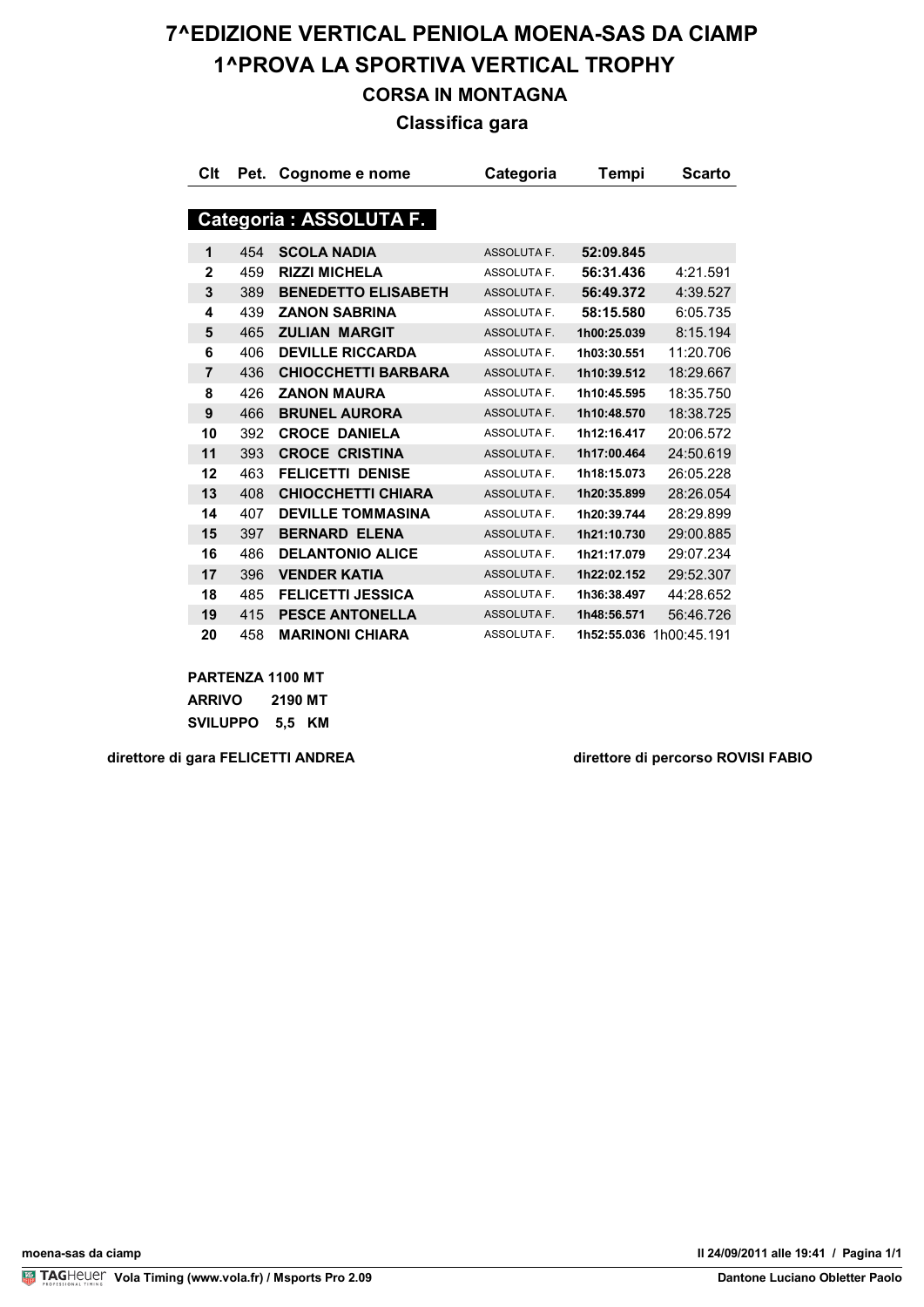# 7^EDIZIONE VERTICAL PENIOLA MOENA-SAS DA CIAMP

## 1^PROVA LA SPORTIVA VERTICAL TROPHY

### CORSA IN MONTAGNA

### Classifica gara

| Clt | Pet. | Cognome e nome | Categoria | Tempi | Scarto |
|---|---|---|---|---|---|
| **Categoria : ASSOLUTA F.** | | | | | |
| 1 | 454 | **SCOLA NADIA** | ASSOLUTA F. | **52:09.845** | |
| 2 | 459 | **RIZZI MICHELA** | ASSOLUTA F. | **56:31.436** | 4:21.591 |
| 3 | 389 | **BENEDETTO ELISABETH** | ASSOLUTA F. | **56:49.372** | 4:39.527 |
| 4 | 439 | **ZANON SABRINA** | ASSOLUTA F. | **58:15.580** | 6:05.735 |
| 5 | 465 | **ZULIAN MARGIT** | ASSOLUTA F. | **1h00:25.039** | 8:15.194 |
| 6 | 406 | **DEVILLE RICCARDA** | ASSOLUTA F. | **1h03:30.551** | 11:20.706 |
| 7 | 436 | **CHIOCCHETTI BARBARA** | ASSOLUTA F. | **1h10:39.512** | 18:29.667 |
| 8 | 426 | **ZANON MAURA** | ASSOLUTA F. | **1h10:45.595** | 18:35.750 |
| 9 | 466 | **BRUNEL AURORA** | ASSOLUTA F. | **1h10:48.570** | 18:38.725 |
| 10 | 392 | **CROCE DANIELA** | ASSOLUTA F. | **1h12:16.417** | 20:06.572 |
| 11 | 393 | **CROCE CRISTINA** | ASSOLUTA F. | **1h17:00.464** | 24:50.619 |
| 12 | 463 | **FELICETTI DENISE** | ASSOLUTA F. | **1h18:15.073** | 26:05.228 |
| 13 | 408 | **CHIOCCHETTI CHIARA** | ASSOLUTA F. | **1h20:35.899** | 28:26.054 |
| 14 | 407 | **DEVILLE TOMMASINA** | ASSOLUTA F. | **1h20:39.744** | 28:29.899 |
| 15 | 397 | **BERNARD ELENA** | ASSOLUTA F. | **1h21:10.730** | 29:00.885 |
| 16 | 486 | **DELANTONIO ALICE** | ASSOLUTA F. | **1h21:17.079** | 29:07.234 |
| 17 | 396 | **VENDER KATIA** | ASSOLUTA F. | **1h22:02.152** | 29:52.307 |
| 18 | 485 | **FELICETTI JESSICA** | ASSOLUTA F. | **1h36:38.497** | 44:28.652 |
| 19 | 415 | **PESCE ANTONELLA** | ASSOLUTA F. | **1h48:56.571** | 56:46.726 |
| 20 | 458 | **MARINONI CHIARA** | ASSOLUTA F. | **1h52:55.036** | 1h00:45.191 |

**PARTENZA 1100 MT**
**ARRIVO 2190 MT**
**SVILUPPO 5,5 KM**

**direttore di gara FELICETTI ANDREA** **direttore di percorso ROVISI FABIO**